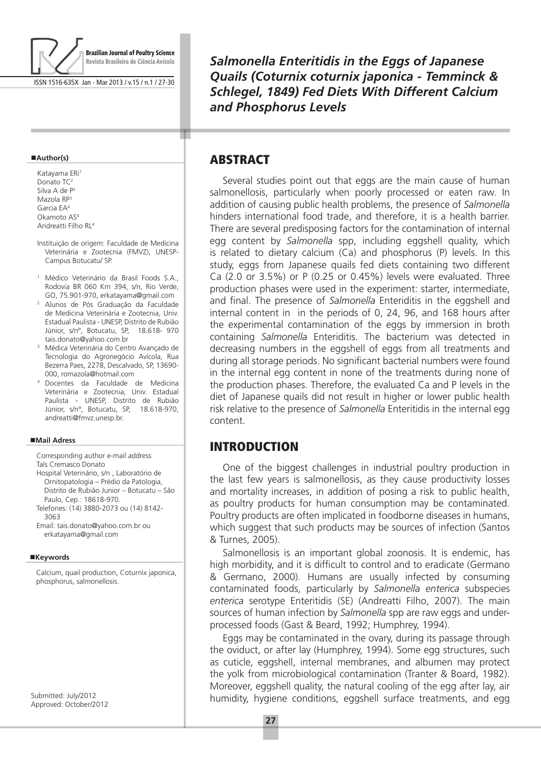# *Salmonella Enteritidis in the Eggs of Japanese Quails (Coturnix coturnix japonica - Temminck & Schlegel, 1849) Fed Diets With Different Calcium and Phosphorus Levels*

**Author(s)**

Katayama ERi[1]
Donato TC[2]
Silva A de P[2]
Mazola RP[3]
Garcia EA[4]
Okamoto AS[4]
Andreatti Filho RL[4]

Instituição de origem: Faculdade de Medicina Veterinária e Zootecnia (FMVZ), UNESP-Campus Botucatu/ SP.

[1] Médico Veterinário da Brasil Foods S.A., Rodovia BR 060 Km 394, s/n, Rio Verde, GO, 75.901-970, erkatayama@gmail.com

[2] Alunos de Pós Graduação da Faculdade de Medicina Veterinária e Zootecnia, Univ. Estadual Paulista - UNESP, Distrito de Rubião Júnior, s/nº, Botucatu, SP, 18.618- 970 tais.donato@yahoo.com.br

[3] Médica Veterinária do Centro Avançado de Tecnologia do Agronegócio Avícola, Rua Bezerra Paes, 2278, Descalvado, SP, 13690-000, romazola@hotmail.com

[4] Docentes da Faculdade de Medicina Veterinária e Zootecnia, Univ. Estadual Paulista - UNESP, Distrito de Rubião Júnior, s/nº, Botucatu, SP, 18.618-970, andreatti@fmvz.unesp.br.

**Mail Adress**

Corresponding author e-mail address
Taís Cremasco Donato
Hospital Veterinário, s/n , Laboratório de Ornitopatologia – Prédio da Patologia, Distrito de Rubião Junior – Botucatu – São Paulo, Cep.: 18618-970.
Telefones: (14) 3880-2073 ou (14) 8142-3063
Email: tais.donato@yahoo.com.br ou erkatayama@gmail.com

**Keywords**

Calcium, quail production, Coturnix japonica, phosphorus, salmonellosis.

Submitted: July/2012
Approved: October/2012

## ABSTRACT

Several studies point out that eggs are the main cause of human salmonellosis, particularly when poorly processed or eaten raw. In addition of causing public health problems, the presence of *Salmonella* hinders international food trade, and therefore, it is a health barrier. There are several predisposing factors for the contamination of internal egg content by *Salmonella* spp, including eggshell quality, which is related to dietary calcium (Ca) and phosphorus (P) levels. In this study, eggs from Japanese quails fed diets containing two different Ca (2.0 or 3.5%) or P (0.25 or 0.45%) levels were evaluated. Three production phases were used in the experiment: starter, intermediate, and final. The presence of *Salmonella* Enteritidis in the eggshell and internal content in in the periods of 0, 24, 96, and 168 hours after the experimental contamination of the eggs by immersion in broth containing *Salmonella* Enteritidis. The bacterium was detected in decreasing numbers in the eggshell of eggs from all treatments and during all storage periods. No significant bacterial numbers were found in the internal egg content in none of the treatments during none of the production phases. Therefore, the evaluated Ca and P levels in the diet of Japanese quails did not result in higher or lower public health risk relative to the presence of *Salmonella* Enteritidis in the internal egg content.

## INTRODUCTION

One of the biggest challenges in industrial poultry production in the last few years is salmonellosis, as they cause productivity losses and mortality increases, in addition of posing a risk to public health, as poultry products for human consumption may be contaminated. Poultry products are often implicated in foodborne diseases in humans, which suggest that such products may be sources of infection (Santos & Turnes, 2005).

Salmonellosis is an important global zoonosis. It is endemic, has high morbidity, and it is difficult to control and to eradicate (Germano & Germano, 2000). Humans are usually infected by consuming contaminated foods, particularly by *Salmonella enterica* subspecies *enterica* serotype Enteritidis (SE) (Andreatti Filho, 2007). The main sources of human infection by *Salmonella* spp are raw eggs and under-processed foods (Gast & Beard, 1992; Humphrey, 1994).

Eggs may be contaminated in the ovary, during its passage through the oviduct, or after lay (Humphrey, 1994). Some egg structures, such as cuticle, eggshell, internal membranes, and albumen may protect the yolk from microbiological contamination (Tranter & Board, 1982). Moreover, eggshell quality, the natural cooling of the egg after lay, air humidity, hygiene conditions, eggshell surface treatments, and egg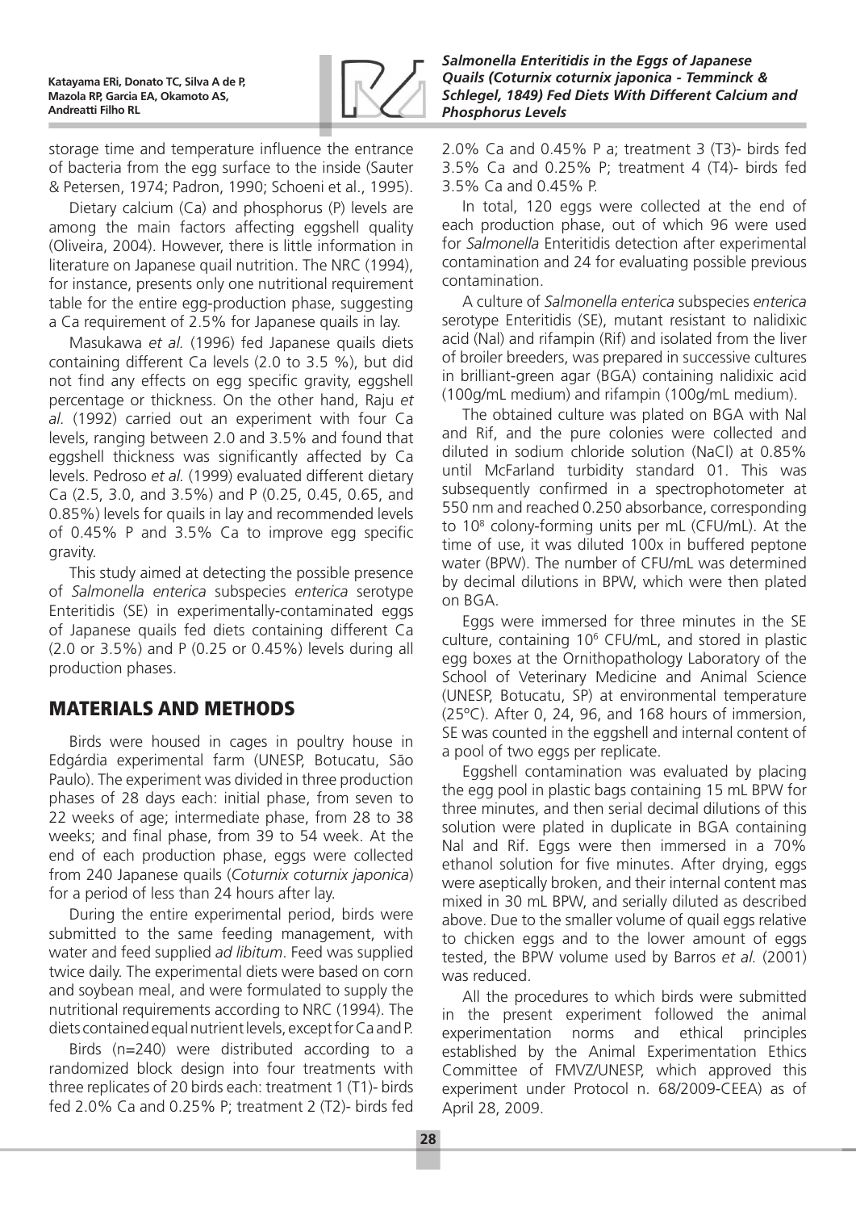storage time and temperature influence the entrance of bacteria from the egg surface to the inside (Sauter & Petersen, 1974; Padron, 1990; Schoeni et al., 1995).

Dietary calcium (Ca) and phosphorus (P) levels are among the main factors affecting eggshell quality (Oliveira, 2004). However, there is little information in literature on Japanese quail nutrition. The NRC (1994), for instance, presents only one nutritional requirement table for the entire egg-production phase, suggesting a Ca requirement of 2.5% for Japanese quails in lay.

Masukawa *et al.* (1996) fed Japanese quails diets containing different Ca levels (2.0 to 3.5 %), but did not find any effects on egg specific gravity, eggshell percentage or thickness. On the other hand, Raju *et al.* (1992) carried out an experiment with four Ca levels, ranging between 2.0 and 3.5% and found that eggshell thickness was significantly affected by Ca levels. Pedroso *et al.* (1999) evaluated different dietary Ca (2.5, 3.0, and 3.5%) and P (0.25, 0.45, 0.65, and 0.85%) levels for quails in lay and recommended levels of 0.45% P and 3.5% Ca to improve egg specific gravity.

This study aimed at detecting the possible presence of *Salmonella enterica* subspecies *enterica* serotype Enteritidis (SE) in experimentally-contaminated eggs of Japanese quails fed diets containing different Ca (2.0 or 3.5%) and P (0.25 or 0.45%) levels during all production phases.

## MATERIALS AND METHODS

Birds were housed in cages in poultry house in Edgárdia experimental farm (UNESP, Botucatu, São Paulo). The experiment was divided in three production phases of 28 days each: initial phase, from seven to 22 weeks of age; intermediate phase, from 28 to 38 weeks; and final phase, from 39 to 54 week. At the end of each production phase, eggs were collected from 240 Japanese quails (*Coturnix coturnix japonica*) for a period of less than 24 hours after lay.

During the entire experimental period, birds were submitted to the same feeding management, with water and feed supplied *ad libitum*. Feed was supplied twice daily. The experimental diets were based on corn and soybean meal, and were formulated to supply the nutritional requirements according to NRC (1994). The diets contained equal nutrient levels, except for Ca and P.

Birds (n=240) were distributed according to a randomized block design into four treatments with three replicates of 20 birds each: treatment 1 (T1)- birds fed 2.0% Ca and 0.25% P; treatment 2 (T2)- birds fed 2.0% Ca and 0.45% P a; treatment 3 (T3)- birds fed 3.5% Ca and 0.25% P; treatment 4 (T4)- birds fed 3.5% Ca and 0.45% P.

In total, 120 eggs were collected at the end of each production phase, out of which 96 were used for *Salmonella* Enteritidis detection after experimental contamination and 24 for evaluating possible previous contamination.

A culture of *Salmonella enterica* subspecies *enterica* serotype Enteritidis (SE), mutant resistant to nalidixic acid (Nal) and rifampin (Rif) and isolated from the liver of broiler breeders, was prepared in successive cultures in brilliant-green agar (BGA) containing nalidixic acid (100g/mL medium) and rifampin (100g/mL medium).

The obtained culture was plated on BGA with Nal and Rif, and the pure colonies were collected and diluted in sodium chloride solution (NaCl) at 0.85% until McFarland turbidity standard 01. This was subsequently confirmed in a spectrophotometer at 550 nm and reached 0.250 absorbance, corresponding to $10^8$ colony-forming units per mL (CFU/mL). At the time of use, it was diluted 100x in buffered peptone water (BPW). The number of CFU/mL was determined by decimal dilutions in BPW, which were then plated on BGA.

Eggs were immersed for three minutes in the SE culture, containing $10^6$ CFU/mL, and stored in plastic egg boxes at the Ornithopathology Laboratory of the School of Veterinary Medicine and Animal Science (UNESP, Botucatu, SP) at environmental temperature (25°C). After 0, 24, 96, and 168 hours of immersion, SE was counted in the eggshell and internal content of a pool of two eggs per replicate.

Eggshell contamination was evaluated by placing the egg pool in plastic bags containing 15 mL BPW for three minutes, and then serial decimal dilutions of this solution were plated in duplicate in BGA containing Nal and Rif. Eggs were then immersed in a 70% ethanol solution for five minutes. After drying, eggs were aseptically broken, and their internal content mas mixed in 30 mL BPW, and serially diluted as described above. Due to the smaller volume of quail eggs relative to chicken eggs and to the lower amount of eggs tested, the BPW volume used by Barros *et al.* (2001) was reduced.

All the procedures to which birds were submitted in the present experiment followed the animal experimentation norms and ethical principles established by the Animal Experimentation Ethics Committee of FMVZ/UNESP, which approved this experiment under Protocol n. 68/2009-CEEA) as of April 28, 2009.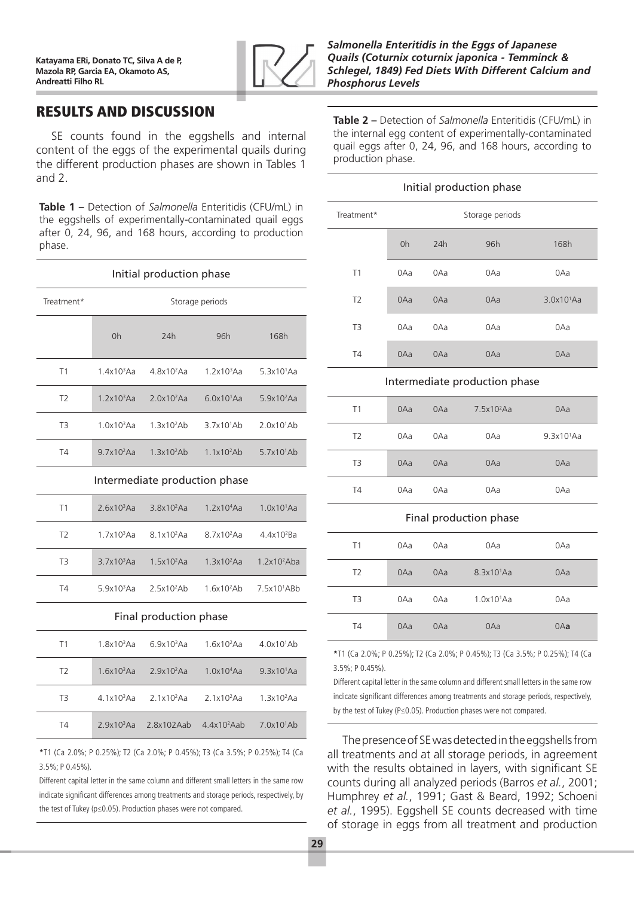## RESULTS AND DISCUSSION

SE counts found in the eggshells and internal content of the eggs of the experimental quails during the different production phases are shown in Tables 1 and 2.

**Table 1 –** Detection of *Salmonella* Enteritidis (CFU/mL) in the eggshells of experimentally-contaminated quail eggs after 0, 24, 96, and 168 hours, according to production phase.

| Treatment* | Storage periods | | | |
|---|---|---|---|---|
| | 0h | 24h | 96h | 168h |
| **Initial production phase** | | | | |
| T1 | $1.4x10^3$Aa | $4.8x10^2$Aa | $1.2x10^3$Aa | $5.3x10^1$Aa |
| T2 | $1.2x10^3$Aa | $2.0x10^2$Aa | $6.0x10^1$Aa | $5.9x10^2$Aa |
| T3 | $1.0x10^3$Aa | $1.3x10^2$Ab | $3.7x10^1$Ab | $2.0x10^1$Ab |
| T4 | $9.7x10^2$Aa | $1.3x10^2$Ab | $1.1x10^2$Ab | $5.7x10^1$Ab |
| **Intermediate production phase** | | | | |
| T1 | $2.6x10^3$Aa | $3.8x10^2$Aa | $1.2x10^4$Aa | $1.0x10^1$Aa |
| T2 | $1.7x10^3$Aa | $8.1x10^2$Aa | $8.7x10^2$Aa | $4.4x10^2$Ba |
| T3 | $3.7x10^3$Aa | $1.5x10^2$Aa | $1.3x10^2$Aa | $1.2x10^2$Aba |
| T4 | $5.9x10^3$Aa | $2.5x10^2$Ab | $1.6x10^2$Ab | $7.5x10^1$ABb |
| **Final production phase** | | | | |
| T1 | $1.8x10^3$Aa | $6.9x10^3$Aa | $1.6x10^2$Aa | $4.0x10^1$Ab |
| T2 | $1.6x10^3$Aa | $2.9x10^2$Aa | $1.0x10^4$Aa | $9.3x10^1$Aa |
| T3 | $4.1x10^3$Aa | $2.1x10^2$Aa | $2.1x10^2$Aa | $1.3x10^2$Aa |
| T4 | $2.9x10^3$Aa | 2.8x102Aab | $4.4x10^2$Aab | $7.0x10^1$Ab |

*T1 (Ca 2.0%; P 0.25%); T2 (Ca 2.0%; P 0.45%); T3 (Ca 3.5%; P 0.25%); T4 (Ca 3.5%; P 0.45%).

Different capital letter in the same column and different small letters in the same row indicate significant differences among treatments and storage periods, respectively, by the test of Tukey ($p \leq 0.05$). Production phases were not compared.

**Table 2 –** Detection of *Salmonella* Enteritidis (CFU/mL) in the internal egg content of experimentally-contaminated quail eggs after 0, 24, 96, and 168 hours, according to production phase.

| Treatment* | Storage periods | | | |
|---|---|---|---|---|
| | 0h | 24h | 96h | 168h |
| **Initial production phase** | | | | |
| T1 | 0Aa | 0Aa | 0Aa | 0Aa |
| T2 | 0Aa | 0Aa | 0Aa | $3.0x10^1$Aa |
| T3 | 0Aa | 0Aa | 0Aa | 0Aa |
| T4 | 0Aa | 0Aa | 0Aa | 0Aa |
| **Intermediate production phase** | | | | |
| T1 | 0Aa | 0Aa | $7.5x10^2$Aa | 0Aa |
| T2 | 0Aa | 0Aa | 0Aa | $9.3x10^1$Aa |
| T3 | 0Aa | 0Aa | 0Aa | 0Aa |
| T4 | 0Aa | 0Aa | 0Aa | 0Aa |
| **Final production phase** | | | | |
| T1 | 0Aa | 0Aa | 0Aa | 0Aa |
| T2 | 0Aa | 0Aa | $8.3x10^1$Aa | 0Aa |
| T3 | 0Aa | 0Aa | $1.0x10^1$Aa | 0Aa |
| T4 | 0Aa | 0Aa | 0Aa | 0A**a** |

*T1 (Ca 2.0%; P 0.25%); T2 (Ca 2.0%; P 0.45%); T3 (Ca 3.5%; P 0.25%); T4 (Ca 3.5%; P 0.45%).

Different capital letter in the same column and different small letters in the same row indicate significant differences among treatments and storage periods, respectively, by the test of Tukey ($P \leq 0.05$). Production phases were not compared.

The presence of SE was detected in the eggshells from all treatments and at all storage periods, in agreement with the results obtained in layers, with significant SE counts during all analyzed periods (Barros *et al.*, 2001; Humphrey *et al.*, 1991; Gast & Beard, 1992; Schoeni *et al.*, 1995). Eggshell SE counts decreased with time of storage in eggs from all treatment and production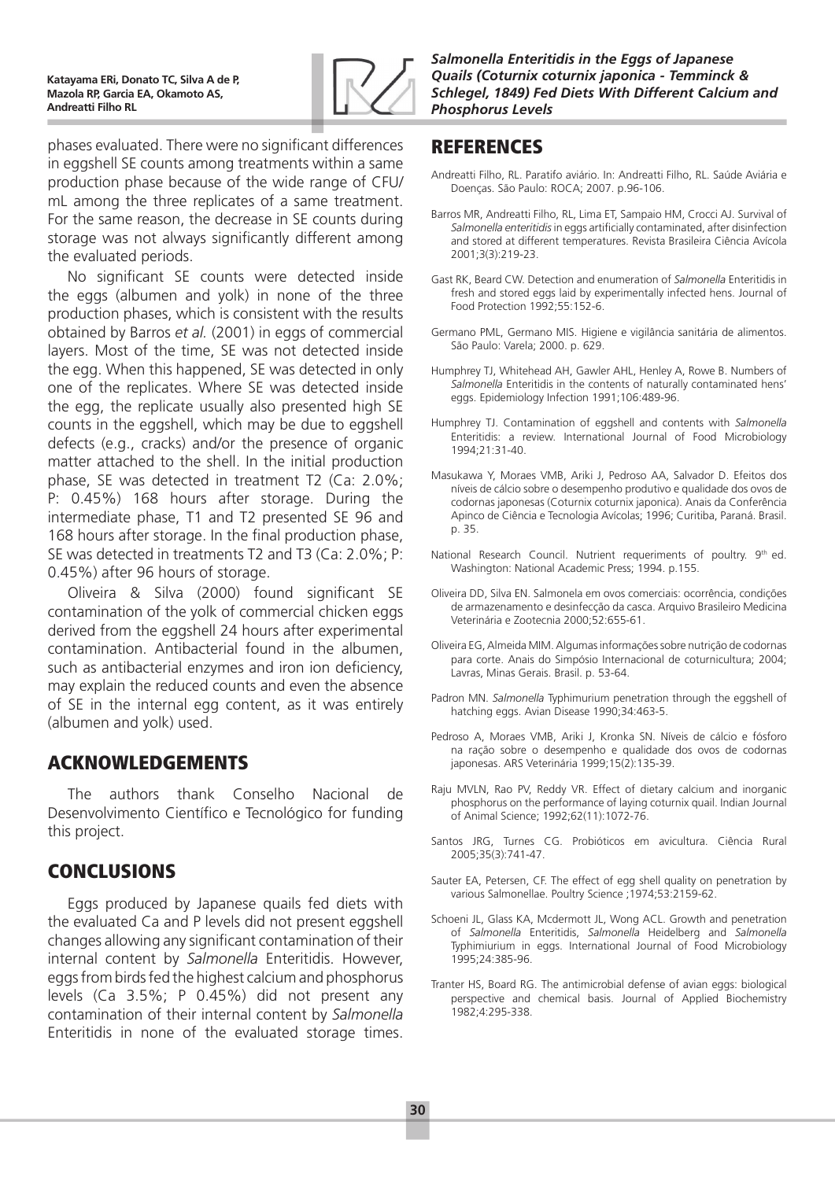phases evaluated. There were no significant differences in eggshell SE counts among treatments within a same production phase because of the wide range of CFU/mL among the three replicates of a same treatment. For the same reason, the decrease in SE counts during storage was not always significantly different among the evaluated periods.

No significant SE counts were detected inside the eggs (albumen and yolk) in none of the three production phases, which is consistent with the results obtained by Barros *et al.* (2001) in eggs of commercial layers. Most of the time, SE was not detected inside the egg. When this happened, SE was detected in only one of the replicates. Where SE was detected inside the egg, the replicate usually also presented high SE counts in the eggshell, which may be due to eggshell defects (e.g., cracks) and/or the presence of organic matter attached to the shell. In the initial production phase, SE was detected in treatment T2 (Ca: 2.0%; P: 0.45%) 168 hours after storage. During the intermediate phase, T1 and T2 presented SE 96 and 168 hours after storage. In the final production phase, SE was detected in treatments T2 and T3 (Ca: 2.0%; P: 0.45%) after 96 hours of storage.

Oliveira & Silva (2000) found significant SE contamination of the yolk of commercial chicken eggs derived from the eggshell 24 hours after experimental contamination. Antibacterial found in the albumen, such as antibacterial enzymes and iron ion deficiency, may explain the reduced counts and even the absence of SE in the internal egg content, as it was entirely (albumen and yolk) used.

## ACKNOWLEDGEMENTS

The authors thank Conselho Nacional de Desenvolvimento Científico e Tecnológico for funding this project.

## CONCLUSIONS

Eggs produced by Japanese quails fed diets with the evaluated Ca and P levels did not present eggshell changes allowing any significant contamination of their internal content by *Salmonella* Enteritidis. However, eggs from birds fed the highest calcium and phosphorus levels (Ca 3.5%; P 0.45%) did not present any contamination of their internal content by *Salmonella* Enteritidis in none of the evaluated storage times.

## REFERENCES

Andreatti Filho, RL. Paratifo aviário. In: Andreatti Filho, RL. Saúde Aviária e Doenças. São Paulo: ROCA; 2007. p.96-106.

Barros MR, Andreatti Filho, RL, Lima ET, Sampaio HM, Crocci AJ. Survival of *Salmonella enteritidis* in eggs artificially contaminated, after disinfection and stored at different temperatures. Revista Brasileira Ciência Avícola 2001;3(3):219-23.

Gast RK, Beard CW. Detection and enumeration of *Salmonella* Enteritidis in fresh and stored eggs laid by experimentally infected hens. Journal of Food Protection 1992;55:152-6.

Germano PML, Germano MIS. Higiene e vigilância sanitária de alimentos. São Paulo: Varela; 2000. p. 629.

Humphrey TJ, Whitehead AH, Gawler AHL, Henley A, Rowe B. Numbers of *Salmonella* Enteritidis in the contents of naturally contaminated hens' eggs. Epidemiology Infection 1991;106:489-96.

Humphrey TJ. Contamination of eggshell and contents with *Salmonella* Enteritidis: a review. International Journal of Food Microbiology 1994;21:31-40.

Masukawa Y, Moraes VMB, Ariki J, Pedroso AA, Salvador D. Efeitos dos níveis de cálcio sobre o desempenho produtivo e qualidade dos ovos de codornas japonesas (Coturnix coturnix japonica). Anais da Conferência Apinco de Ciência e Tecnologia Avícolas; 1996; Curitiba, Paraná. Brasil. p. 35.

National Research Council. Nutrient requeriments of poultry. 9th ed. Washington: National Academic Press; 1994. p.155.

Oliveira DD, Silva EN. Salmonela em ovos comerciais: ocorrência, condições de armazenamento e desinfecção da casca. Arquivo Brasileiro Medicina Veterinária e Zootecnia 2000;52:655-61.

Oliveira EG, Almeida MIM. Algumas informações sobre nutrição de codornas para corte. Anais do Simpósio Internacional de coturnicultura; 2004; Lavras, Minas Gerais. Brasil. p. 53-64.

Padron MN. *Salmonella* Typhimurium penetration through the eggshell of hatching eggs. Avian Disease 1990;34:463-5.

Pedroso A, Moraes VMB, Ariki J, Kronka SN. Níveis de cálcio e fósforo na ração sobre o desempenho e qualidade dos ovos de codornas japonesas. ARS Veterinária 1999;15(2):135-39.

Raju MVLN, Rao PV, Reddy VR. Effect of dietary calcium and inorganic phosphorus on the performance of laying coturnix quail. Indian Journal of Animal Science; 1992;62(11):1072-76.

Santos JRG, Turnes CG. Probióticos em avicultura. Ciência Rural 2005;35(3):741-47.

Sauter EA, Petersen, CF. The effect of egg shell quality on penetration by various Salmonellae. Poultry Science ;1974;53:2159-62.

Schoeni JL, Glass KA, Mcdermott JL, Wong ACL. Growth and penetration of *Salmonella* Enteritidis, *Salmonella* Heidelberg and *Salmonella* Typhimiurium in eggs. International Journal of Food Microbiology 1995;24:385-96.

Tranter HS, Board RG. The antimicrobial defense of avian eggs: biological perspective and chemical basis. Journal of Applied Biochemistry 1982;4:295-338.